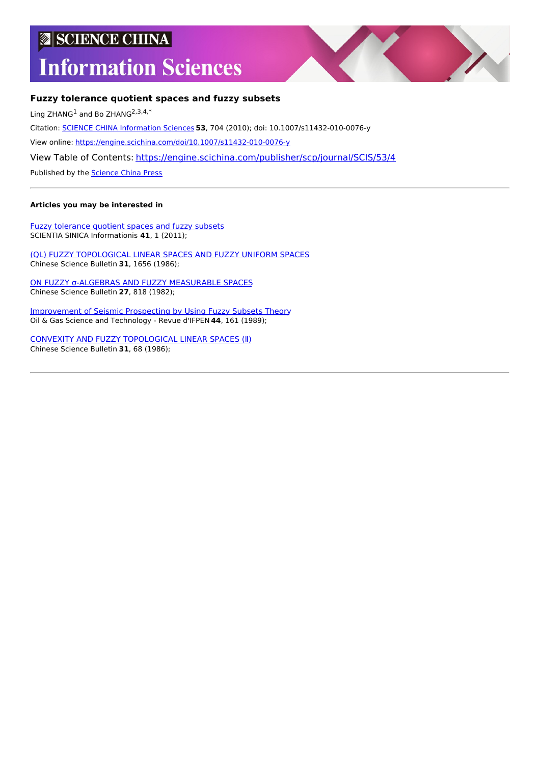# SCIENCE CHINA Information Sciences

## Fuzzy tolerance quotient spaces and fuzzy subsets

Ling ZHANG[1] and Bo ZHANG[2,3,4,*]

Citation: SCIENCE CHINA Information Sciences **53**, 704 (2010); doi: 10.1007/s11432-010-0076-y

View online: https://engine.scichina.com/doi/10.1007/s11432-010-0076-y

View Table of Contents: https://engine.scichina.com/publisher/scp/journal/SCIS/53/4

Published by the Science China Press

---

**Articles you may be interested in**

Fuzzy tolerance quotient spaces and fuzzy subsets
SCIENTIA SINICA Informationis **41**, 1 (2011);

(QL) FUZZY TOPOLOGICAL LINEAR SPACES AND FUZZY UNIFORM SPACES
Chinese Science Bulletin **31**, 1656 (1986);

ON FUZZY σ-ALGEBRAS AND FUZZY MEASURABLE SPACES
Chinese Science Bulletin **27**, 818 (1982);

Improvement of Seismic Prospecting by Using Fuzzy Subsets Theory
Oil & Gas Science and Technology - Revue d'IFPEN **44**, 161 (1989);

CONVEXITY AND FUZZY TOPOLOGICAL LINEAR SPACES (Ⅱ)
Chinese Science Bulletin **31**, 68 (1986);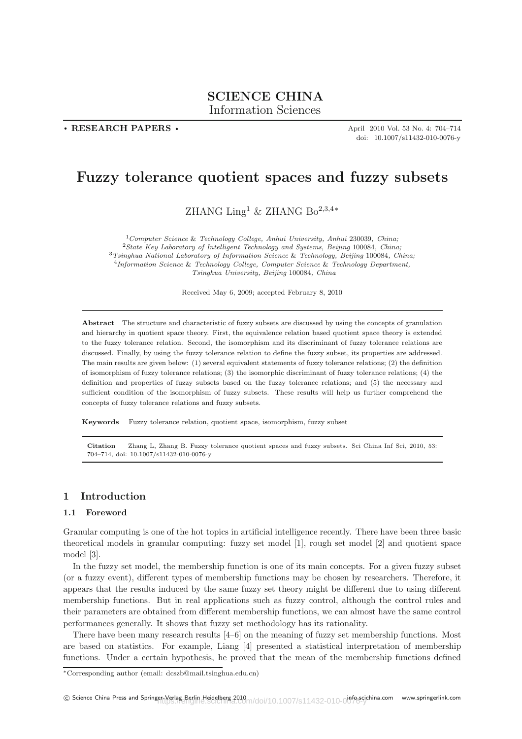# Fuzzy tolerance quotient spaces and fuzzy subsets

ZHANG Ling[1] & ZHANG Bo[2,3,4*]

[1] *Computer Science & Technology College, Anhui University, Anhui* 230039*, China;*
[2] *State Key Laboratory of Intelligent Technology and Systems, Beijing* 100084*, China;*
[3] *Tsinghua National Laboratory of Information Science & Technology, Beijing* 100084*, China;*
[4] *Information Science & Technology College, Computer Science & Technology Department, Tsinghua University, Beijing* 100084*, China*

Received May 6, 2009; accepted February 8, 2010

**Abstract** The structure and characteristic of fuzzy subsets are discussed by using the concepts of granulation and hierarchy in quotient space theory. First, the equivalence relation based quotient space theory is extended to the fuzzy tolerance relation. Second, the isomorphism and its discriminant of fuzzy tolerance relations are discussed. Finally, by using the fuzzy tolerance relation to define the fuzzy subset, its properties are addressed. The main results are given below: (1) several equivalent statements of fuzzy tolerance relations; (2) the definition of isomorphism of fuzzy tolerance relations; (3) the isomorphic discriminant of fuzzy tolerance relations; (4) the definition and properties of fuzzy subsets based on the fuzzy tolerance relations; and (5) the necessary and sufficient condition of the isomorphism of fuzzy subsets. These results will help us further comprehend the concepts of fuzzy tolerance relations and fuzzy subsets.

**Keywords** Fuzzy tolerance relation, quotient space, isomorphism, fuzzy subset

**Citation** Zhang L, Zhang B. Fuzzy tolerance quotient spaces and fuzzy subsets. Sci China Inf Sci, 2010, 53: 704–714, doi: 10.1007/s11432-010-0076-y

## 1 Introduction

### 1.1 Foreword

Granular computing is one of the hot topics in artificial intelligence recently. There have been three basic theoretical models in granular computing: fuzzy set model [1], rough set model [2] and quotient space model [3].

In the fuzzy set model, the membership function is one of its main concepts. For a given fuzzy subset (or a fuzzy event), different types of membership functions may be chosen by researchers. Therefore, it appears that the results induced by the same fuzzy set theory might be different due to using different membership functions. But in real applications such as fuzzy control, although the control rules and their parameters are obtained from different membership functions, we can almost have the same control performances generally. It shows that fuzzy set methodology has its rationality.

There have been many research results [4–6] on the meaning of fuzzy set membership functions. Most are based on statistics. For example, Liang [4] presented a statistical interpretation of membership functions. Under a certain hypothesis, he proved that the mean of the membership functions defined

*Corresponding author (email: dcszb@mail.tsinghua.edu.cn)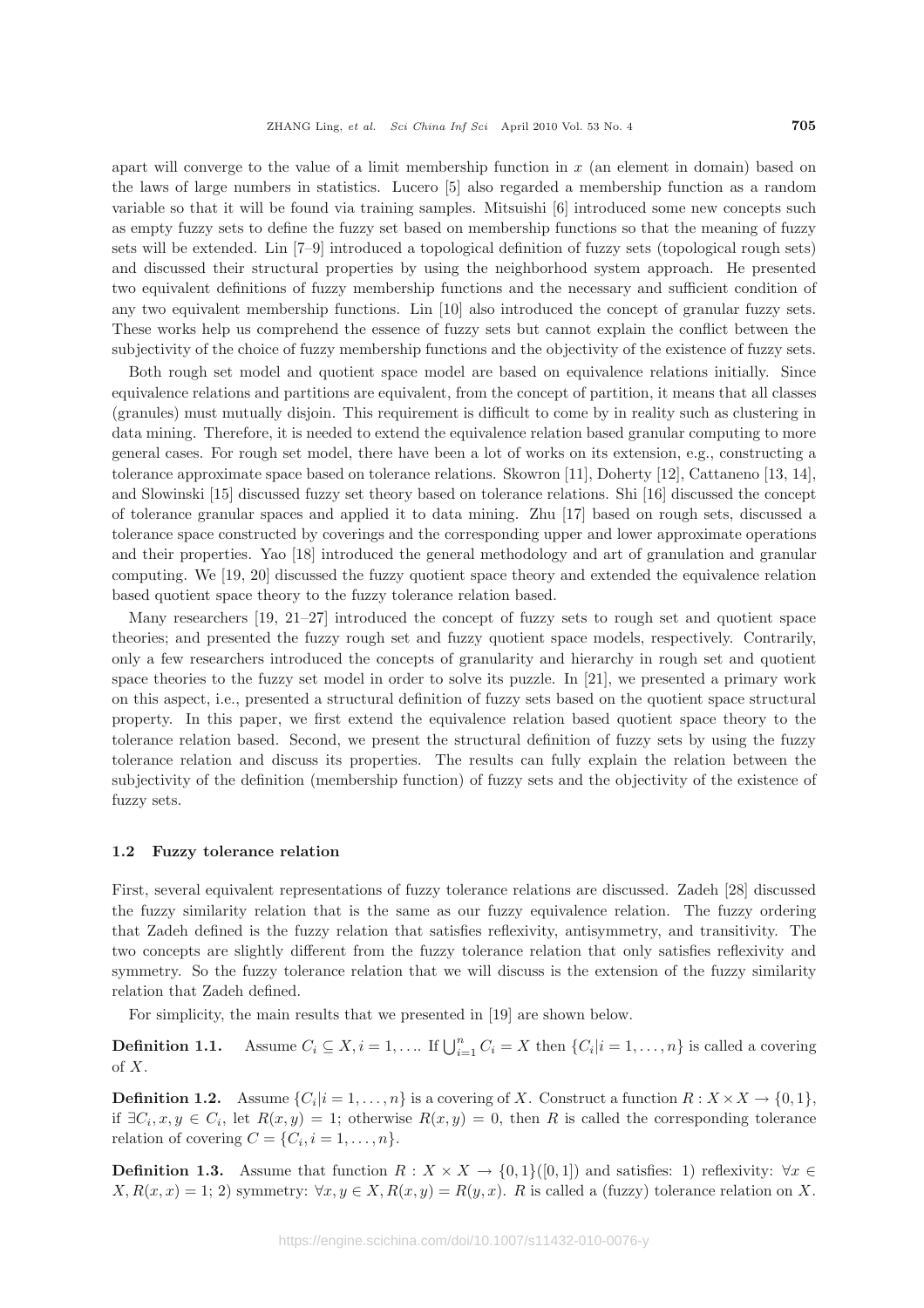apart will converge to the value of a limit membership function in $x$ (an element in domain) based on the laws of large numbers in statistics. Lucero [5] also regarded a membership function as a random variable so that it will be found via training samples. Mitsuishi [6] introduced some new concepts such as empty fuzzy sets to define the fuzzy set based on membership functions so that the meaning of fuzzy sets will be extended. Lin [7–9] introduced a topological definition of fuzzy sets (topological rough sets) and discussed their structural properties by using the neighborhood system approach. He presented two equivalent definitions of fuzzy membership functions and the necessary and sufficient condition of any two equivalent membership functions. Lin [10] also introduced the concept of granular fuzzy sets. These works help us comprehend the essence of fuzzy sets but cannot explain the conflict between the subjectivity of the choice of fuzzy membership functions and the objectivity of the existence of fuzzy sets.

Both rough set model and quotient space model are based on equivalence relations initially. Since equivalence relations and partitions are equivalent, from the concept of partition, it means that all classes (granules) must mutually disjoin. This requirement is difficult to come by in reality such as clustering in data mining. Therefore, it is needed to extend the equivalence relation based granular computing to more general cases. For rough set model, there have been a lot of works on its extension, e.g., constructing a tolerance approximate space based on tolerance relations. Skowron [11], Doherty [12], Cattaneno [13, 14], and Slowinski [15] discussed fuzzy set theory based on tolerance relations. Shi [16] discussed the concept of tolerance granular spaces and applied it to data mining. Zhu [17] based on rough sets, discussed a tolerance space constructed by coverings and the corresponding upper and lower approximate operations and their properties. Yao [18] introduced the general methodology and art of granulation and granular computing. We [19, 20] discussed the fuzzy quotient space theory and extended the equivalence relation based quotient space theory to the fuzzy tolerance relation based.

Many researchers [19, 21–27] introduced the concept of fuzzy sets to rough set and quotient space theories; and presented the fuzzy rough set and fuzzy quotient space models, respectively. Contrarily, only a few researchers introduced the concepts of granularity and hierarchy in rough set and quotient space theories to the fuzzy set model in order to solve its puzzle. In [21], we presented a primary work on this aspect, i.e., presented a structural definition of fuzzy sets based on the quotient space structural property. In this paper, we first extend the equivalence relation based quotient space theory to the tolerance relation based. Second, we present the structural definition of fuzzy sets by using the fuzzy tolerance relation and discuss its properties. The results can fully explain the relation between the subjectivity of the definition (membership function) of fuzzy sets and the objectivity of the existence of fuzzy sets.

### 1.2 Fuzzy tolerance relation

First, several equivalent representations of fuzzy tolerance relations are discussed. Zadeh [28] discussed the fuzzy similarity relation that is the same as our fuzzy equivalence relation. The fuzzy ordering that Zadeh defined is the fuzzy relation that satisfies reflexivity, antisymmetry, and transitivity. The two concepts are slightly different from the fuzzy tolerance relation that only satisfies reflexivity and symmetry. So the fuzzy tolerance relation that we will discuss is the extension of the fuzzy similarity relation that Zadeh defined.

For simplicity, the main results that we presented in [19] are shown below.

**Definition 1.1.** Assume $C_i \subseteq X, i = 1, \ldots$. If $\bigcup_{i=1}^{n} C_i = X$ then $\{C_i | i = 1, \ldots, n\}$ is called a covering of $X$.

**Definition 1.2.** Assume $\{C_i | i = 1, \ldots, n\}$ is a covering of $X$. Construct a function $R : X \times X \to \{0, 1\}$, if $\exists C_i, x, y \in C_i$, let $R(x, y) = 1$; otherwise $R(x, y) = 0$, then $R$ is called the corresponding tolerance relation of covering $C = \{C_i, i = 1, \ldots, n\}$.

**Definition 1.3.** Assume that function $R : X \times X \to \{0, 1\}([0, 1])$ and satisfies: 1) reflexivity: $\forall x \in X, R(x, x) = 1$; 2) symmetry: $\forall x, y \in X, R(x, y) = R(y, x)$. $R$ is called a (fuzzy) tolerance relation on $X$.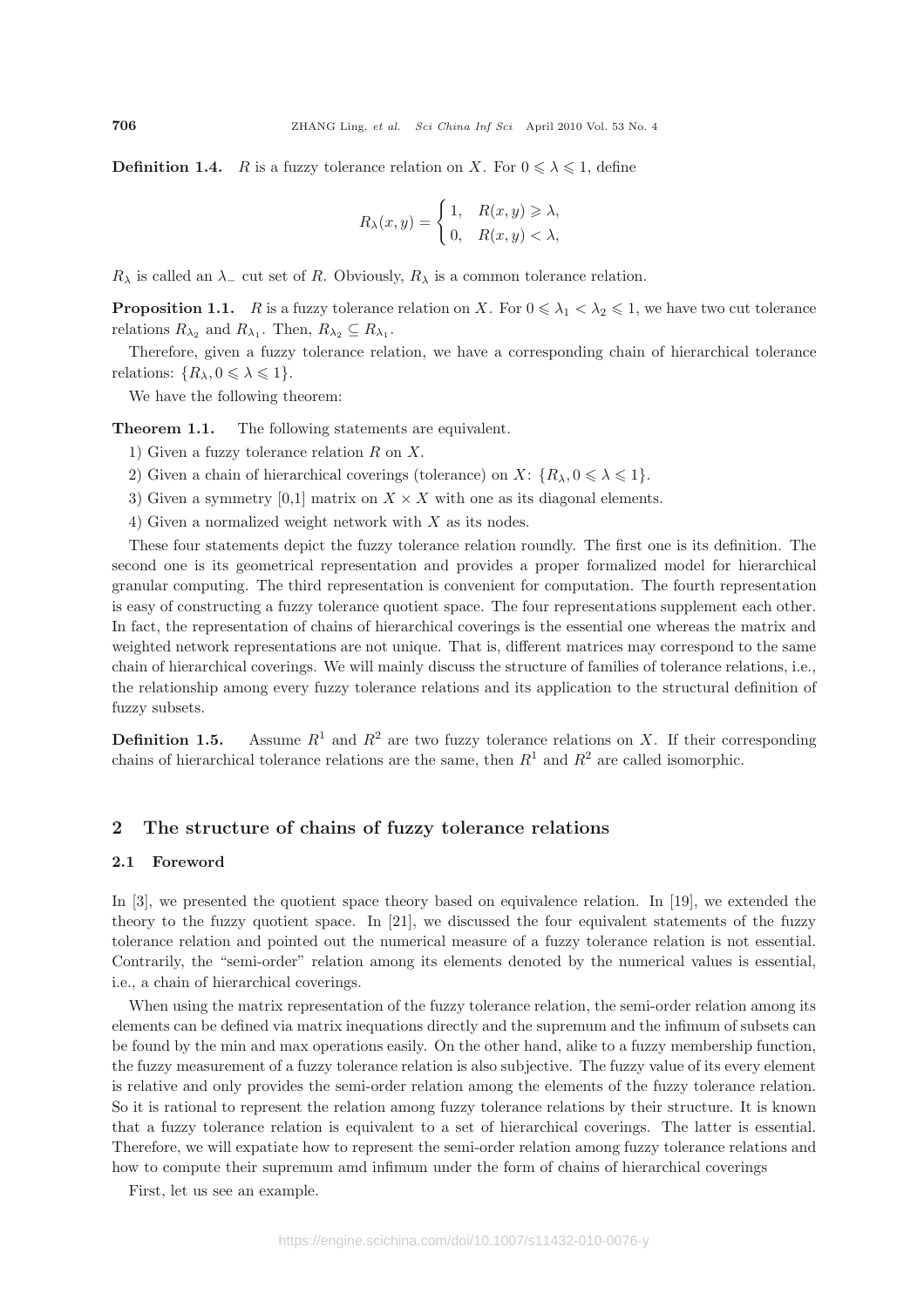**Definition 1.4.** $R$ is a fuzzy tolerance relation on $X$. For $0 \leqslant \lambda \leqslant 1$, define

$$R_\lambda(x,y) = \begin{cases} 1, & R(x,y) \geqslant \lambda, \\ 0, & R(x,y) < \lambda, \end{cases}$$

$R_\lambda$ is called an $\lambda_-$ cut set of $R$. Obviously, $R_\lambda$ is a common tolerance relation.

**Proposition 1.1.** $R$ is a fuzzy tolerance relation on $X$. For $0 \leqslant \lambda_1 < \lambda_2 \leqslant 1$, we have two cut tolerance relations $R_{\lambda_2}$ and $R_{\lambda_1}$. Then, $R_{\lambda_2} \subseteq R_{\lambda_1}$.

Therefore, given a fuzzy tolerance relation, we have a corresponding chain of hierarchical tolerance relations: $\{R_\lambda, 0 \leqslant \lambda \leqslant 1\}$.

We have the following theorem:

**Theorem 1.1.** The following statements are equivalent.

1) Given a fuzzy tolerance relation $R$ on $X$.

2) Given a chain of hierarchical coverings (tolerance) on $X$: $\{R_\lambda, 0 \leqslant \lambda \leqslant 1\}$.

3) Given a symmetry [0,1] matrix on $X \times X$ with one as its diagonal elements.

4) Given a normalized weight network with $X$ as its nodes.

These four statements depict the fuzzy tolerance relation roundly. The first one is its definition. The second one is its geometrical representation and provides a proper formalized model for hierarchical granular computing. The third representation is convenient for computation. The fourth representation is easy of constructing a fuzzy tolerance quotient space. The four representations supplement each other. In fact, the representation of chains of hierarchical coverings is the essential one whereas the matrix and weighted network representations are not unique. That is, different matrices may correspond to the same chain of hierarchical coverings. We will mainly discuss the structure of families of tolerance relations, i.e., the relationship among every fuzzy tolerance relations and its application to the structural definition of fuzzy subsets.

**Definition 1.5.** Assume $R^1$ and $R^2$ are two fuzzy tolerance relations on $X$. If their corresponding chains of hierarchical tolerance relations are the same, then $R^1$ and $R^2$ are called isomorphic.

## 2 The structure of chains of fuzzy tolerance relations

### 2.1 Foreword

In [3], we presented the quotient space theory based on equivalence relation. In [19], we extended the theory to the fuzzy quotient space. In [21], we discussed the four equivalent statements of the fuzzy tolerance relation and pointed out the numerical measure of a fuzzy tolerance relation is not essential. Contrarily, the "semi-order" relation among its elements denoted by the numerical values is essential, i.e., a chain of hierarchical coverings.

When using the matrix representation of the fuzzy tolerance relation, the semi-order relation among its elements can be defined via matrix inequations directly and the supremum and the infimum of subsets can be found by the min and max operations easily. On the other hand, alike to a fuzzy membership function, the fuzzy measurement of a fuzzy tolerance relation is also subjective. The fuzzy value of its every element is relative and only provides the semi-order relation among the elements of the fuzzy tolerance relation. So it is rational to represent the relation among fuzzy tolerance relations by their structure. It is known that a fuzzy tolerance relation is equivalent to a set of hierarchical coverings. The latter is essential. Therefore, we will expatiate how to represent the semi-order relation among fuzzy tolerance relations and how to compute their supremum amd infimum under the form of chains of hierarchical coverings

First, let us see an example.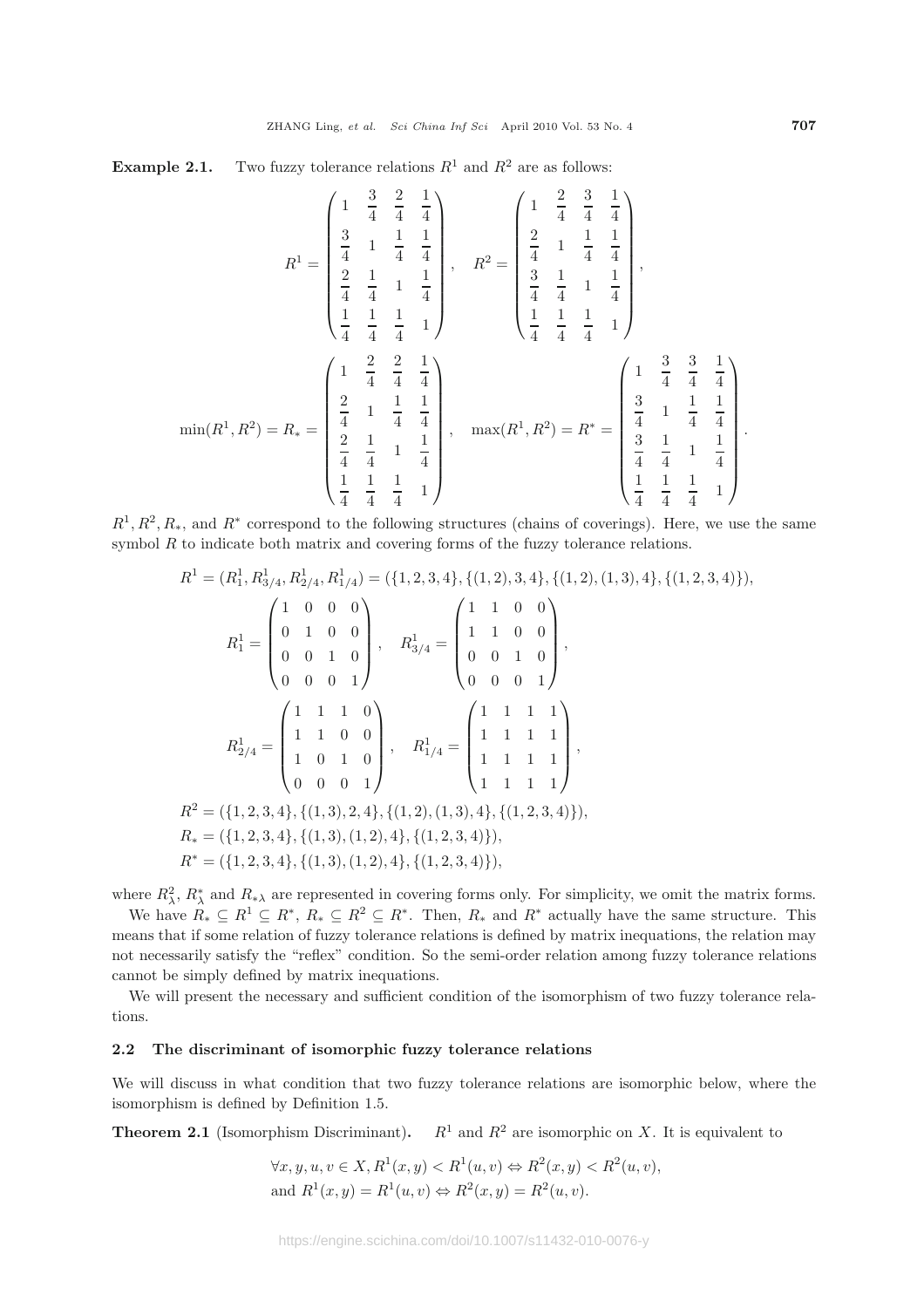**Example 2.1.** Two fuzzy tolerance relations $R^1$ and $R^2$ are as follows:

$$R^1 = \begin{pmatrix} 1 & \frac{3}{4} & \frac{2}{4} & \frac{1}{4} \\ \frac{3}{4} & 1 & \frac{1}{4} & \frac{1}{4} \\ \frac{2}{4} & \frac{1}{4} & 1 & \frac{1}{4} \\ \frac{1}{4} & \frac{1}{4} & \frac{1}{4} & 1 \end{pmatrix}, \quad R^2 = \begin{pmatrix} 1 & \frac{2}{4} & \frac{3}{4} & \frac{1}{4} \\ \frac{2}{4} & 1 & \frac{1}{4} & \frac{1}{4} \\ \frac{3}{4} & \frac{1}{4} & 1 & \frac{1}{4} \\ \frac{1}{4} & \frac{1}{4} & \frac{1}{4} & 1 \end{pmatrix},$$

$$\min(R^1, R^2) = R_* = \begin{pmatrix} 1 & \frac{2}{4} & \frac{2}{4} & \frac{1}{4} \\ \frac{2}{4} & 1 & \frac{1}{4} & \frac{1}{4} \\ \frac{2}{4} & \frac{1}{4} & 1 & \frac{1}{4} \\ \frac{1}{4} & \frac{1}{4} & \frac{1}{4} & 1 \end{pmatrix}, \quad \max(R^1, R^2) = R^* = \begin{pmatrix} 1 & \frac{3}{4} & \frac{3}{4} & \frac{1}{4} \\ \frac{3}{4} & 1 & \frac{1}{4} & \frac{1}{4} \\ \frac{3}{4} & \frac{1}{4} & 1 & \frac{1}{4} \\ \frac{1}{4} & \frac{1}{4} & \frac{1}{4} & 1 \end{pmatrix}.$$

$R^1, R^2, R_*$, and $R^*$ correspond to the following structures (chains of coverings). Here, we use the same symbol $R$ to indicate both matrix and covering forms of the fuzzy tolerance relations.

$$R^1 = (R^1_1, R^1_{3/4}, R^1_{2/4}, R^1_{1/4}) = (\{1,2,3,4\}, \{(1,2),3,4\}, \{(1,2),(1,3),4\}, \{(1,2,3,4)\}),$$

$$R^1_1 = \begin{pmatrix} 1 & 0 & 0 & 0 \\ 0 & 1 & 0 & 0 \\ 0 & 0 & 1 & 0 \\ 0 & 0 & 0 & 1 \end{pmatrix}, \quad R^1_{3/4} = \begin{pmatrix} 1 & 1 & 0 & 0 \\ 1 & 1 & 0 & 0 \\ 0 & 0 & 1 & 0 \\ 0 & 0 & 0 & 1 \end{pmatrix},$$

$$R^1_{2/4} = \begin{pmatrix} 1 & 1 & 1 & 0 \\ 1 & 1 & 0 & 0 \\ 1 & 0 & 1 & 0 \\ 0 & 0 & 0 & 1 \end{pmatrix}, \quad R^1_{1/4} = \begin{pmatrix} 1 & 1 & 1 & 1 \\ 1 & 1 & 1 & 1 \\ 1 & 1 & 1 & 1 \\ 1 & 1 & 1 & 1 \end{pmatrix},$$

$$R^2 = (\{1,2,3,4\}, \{(1,3),2,4\}, \{(1,2),(1,3),4\}, \{(1,2,3,4)\}),$$
$$R_* = (\{1,2,3,4\}, \{(1,3),(1,2),4\}, \{(1,2,3,4)\}),$$
$$R^* = (\{1,2,3,4\}, \{(1,3),(1,2),4\}, \{(1,2,3,4)\}),$$

where $R^2_\lambda$, $R^*_\lambda$ and $R_{*\lambda}$ are represented in covering forms only. For simplicity, we omit the matrix forms.

We have $R_* \subseteq R^1 \subseteq R^*$, $R_* \subseteq R^2 \subseteq R^*$. Then, $R_*$ and $R^*$ actually have the same structure. This means that if some relation of fuzzy tolerance relations is defined by matrix inequations, the relation may not necessarily satisfy the "reflex" condition. So the semi-order relation among fuzzy tolerance relations cannot be simply defined by matrix inequations.

We will present the necessary and sufficient condition of the isomorphism of two fuzzy tolerance relations.

### 2.2 The discriminant of isomorphic fuzzy tolerance relations

We will discuss in what condition that two fuzzy tolerance relations are isomorphic below, where the isomorphism is defined by Definition 1.5.

**Theorem 2.1** (Isomorphism Discriminant)**.** $R^1$ and $R^2$ are isomorphic on $X$. It is equivalent to

$$\forall x, y, u, v \in X, R^1(x,y) < R^1(u,v) \Leftrightarrow R^2(x,y) < R^2(u,v),$$
$$\text{and } R^1(x,y) = R^1(u,v) \Leftrightarrow R^2(x,y) = R^2(u,v).$$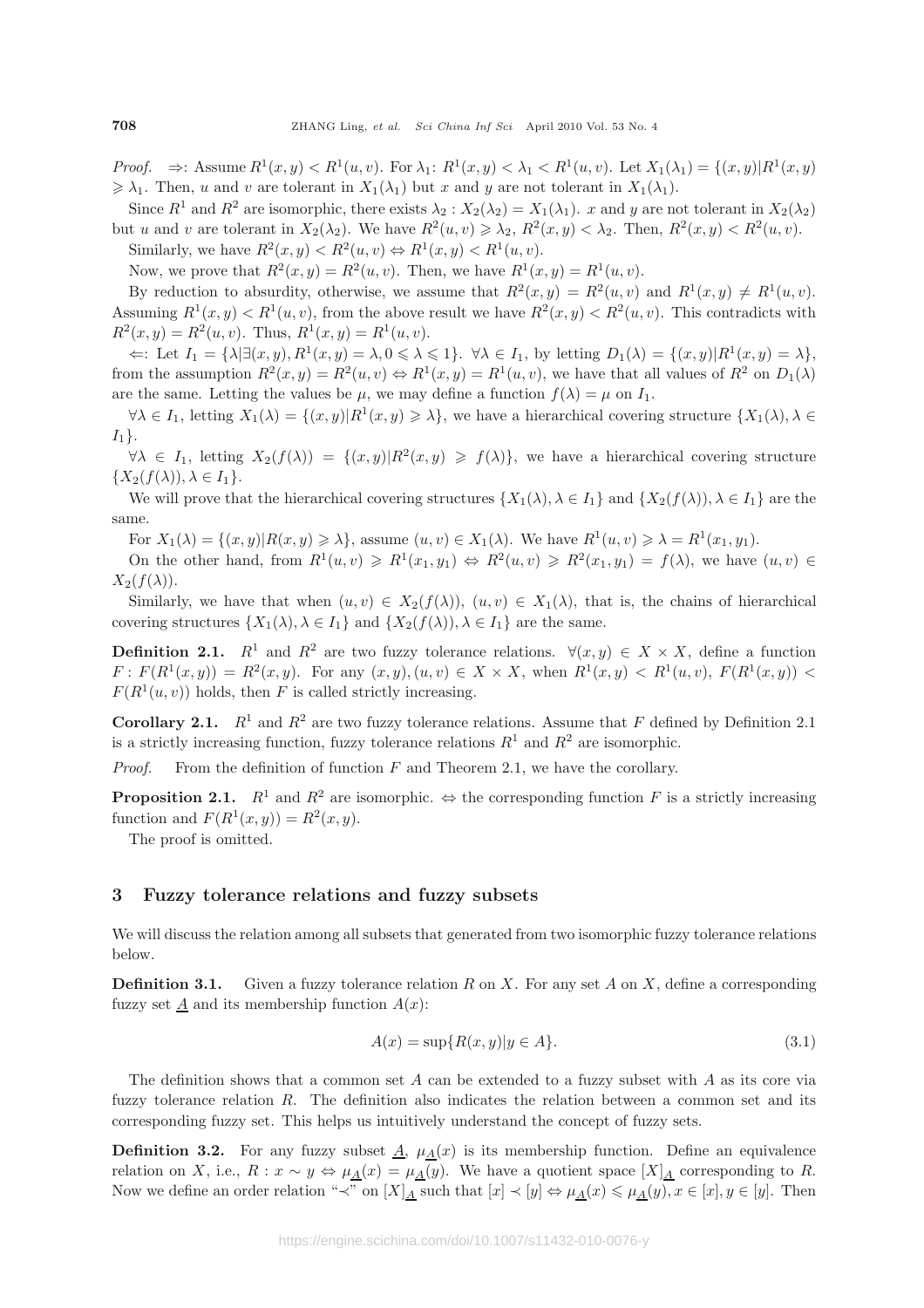*Proof.* $\Rightarrow$: Assume $R^1(x,y) < R^1(u,v)$. For $\lambda_1$: $R^1(x,y) < \lambda_1 < R^1(u,v)$. Let $X_1(\lambda_1) = \{(x,y)|R^1(x,y) \geqslant \lambda_1$. Then, $u$ and $v$ are tolerant in $X_1(\lambda_1)$ but $x$ and $y$ are not tolerant in $X_1(\lambda_1)$.

Since $R^1$ and $R^2$ are isomorphic, there exists $\lambda_2 : X_2(\lambda_2) = X_1(\lambda_1)$. $x$ and $y$ are not tolerant in $X_2(\lambda_2)$ but $u$ and $v$ are tolerant in $X_2(\lambda_2)$. We have $R^2(u,v) \geqslant \lambda_2$, $R^2(x,y) < \lambda_2$. Then, $R^2(x,y) < R^2(u,v)$.

Similarly, we have $R^2(x,y) < R^2(u,v) \Leftrightarrow R^1(x,y) < R^1(u,v)$.

Now, we prove that $R^2(x,y) = R^2(u,v)$. Then, we have $R^1(x,y) = R^1(u,v)$.

By reduction to absurdity, otherwise, we assume that $R^2(x,y) = R^2(u,v)$ and $R^1(x,y) \neq R^1(u,v)$. Assuming $R^1(x,y) < R^1(u,v)$, from the above result we have $R^2(x,y) < R^2(u,v)$. This contradicts with $R^2(x,y) = R^2(u,v)$. Thus, $R^1(x,y) = R^1(u,v)$.

$\Leftarrow$: Let $I_1 = \{\lambda|\exists(x,y), R^1(x,y) = \lambda, 0 \leqslant \lambda \leqslant 1\}$. $\forall\lambda \in I_1$, by letting $D_1(\lambda) = \{(x,y)|R^1(x,y) = \lambda\}$, from the assumption $R^2(x,y) = R^2(u,v) \Leftrightarrow R^1(x,y) = R^1(u,v)$, we have that all values of $R^2$ on $D_1(\lambda)$ are the same. Letting the values be $\mu$, we may define a function $f(\lambda) = \mu$ on $I_1$.

$\forall\lambda \in I_1$, letting $X_1(\lambda) = \{(x,y)|R^1(x,y) \geqslant \lambda\}$, we have a hierarchical covering structure $\{X_1(\lambda), \lambda \in I_1\}$.

$\forall\lambda \in I_1$, letting $X_2(f(\lambda)) = \{(x,y)|R^2(x,y) \geqslant f(\lambda)\}$, we have a hierarchical covering structure $\{X_2(f(\lambda)), \lambda \in I_1\}$.

We will prove that the hierarchical covering structures $\{X_1(\lambda), \lambda \in I_1\}$ and $\{X_2(f(\lambda)), \lambda \in I_1\}$ are the same.

For $X_1(\lambda) = \{(x,y)|R(x,y) \geqslant \lambda\}$, assume $(u,v) \in X_1(\lambda)$. We have $R^1(u,v) \geqslant \lambda = R^1(x_1,y_1)$.

On the other hand, from $R^1(u,v) \geqslant R^1(x_1,y_1) \Leftrightarrow R^2(u,v) \geqslant R^2(x_1,y_1) = f(\lambda)$, we have $(u,v) \in X_2(f(\lambda))$.

Similarly, we have that when $(u,v) \in X_2(f(\lambda))$, $(u,v) \in X_1(\lambda)$, that is, the chains of hierarchical covering structures $\{X_1(\lambda), \lambda \in I_1\}$ and $\{X_2(f(\lambda)), \lambda \in I_1\}$ are the same.

**Definition 2.1.** $R^1$ and $R^2$ are two fuzzy tolerance relations. $\forall(x,y) \in X \times X$, define a function $F : F(R^1(x,y)) = R^2(x,y)$. For any $(x,y),(u,v) \in X \times X$, when $R^1(x,y) < R^1(u,v)$, $F(R^1(x,y)) < F(R^1(u,v))$ holds, then $F$ is called strictly increasing.

**Corollary 2.1.** $R^1$ and $R^2$ are two fuzzy tolerance relations. Assume that $F$ defined by Definition 2.1 is a strictly increasing function, fuzzy tolerance relations $R^1$ and $R^2$ are isomorphic.

*Proof.* From the definition of function $F$ and Theorem 2.1, we have the corollary.

**Proposition 2.1.** $R^1$ and $R^2$ are isomorphic. $\Leftrightarrow$ the corresponding function $F$ is a strictly increasing function and $F(R^1(x,y)) = R^2(x,y)$.

The proof is omitted.

## 3 Fuzzy tolerance relations and fuzzy subsets

We will discuss the relation among all subsets that generated from two isomorphic fuzzy tolerance relations below.

**Definition 3.1.** Given a fuzzy tolerance relation $R$ on $X$. For any set $A$ on $X$, define a corresponding fuzzy set $\underline{A}$ and its membership function $A(x)$:

$$A(x) = \sup\{R(x,y)|y \in A\}. \tag{3.1}$$

The definition shows that a common set $A$ can be extended to a fuzzy subset with $A$ as its core via fuzzy tolerance relation $R$. The definition also indicates the relation between a common set and its corresponding fuzzy set. This helps us intuitively understand the concept of fuzzy sets.

**Definition 3.2.** For any fuzzy subset $\underline{A}$, $\mu_{\underline{A}}(x)$ is its membership function. Define an equivalence relation on $X$, i.e., $R : x \sim y \Leftrightarrow \mu_{\underline{A}}(x) = \mu_{\underline{A}}(y)$. We have a quotient space $[X]_{\underline{A}}$ corresponding to $R$. Now we define an order relation "$\prec$" on $[X]_{\underline{A}}$ such that $[x] \prec [y] \Leftrightarrow \mu_{\underline{A}}(x) \leqslant \mu_{\underline{A}}(y), x \in [x], y \in [y]$. Then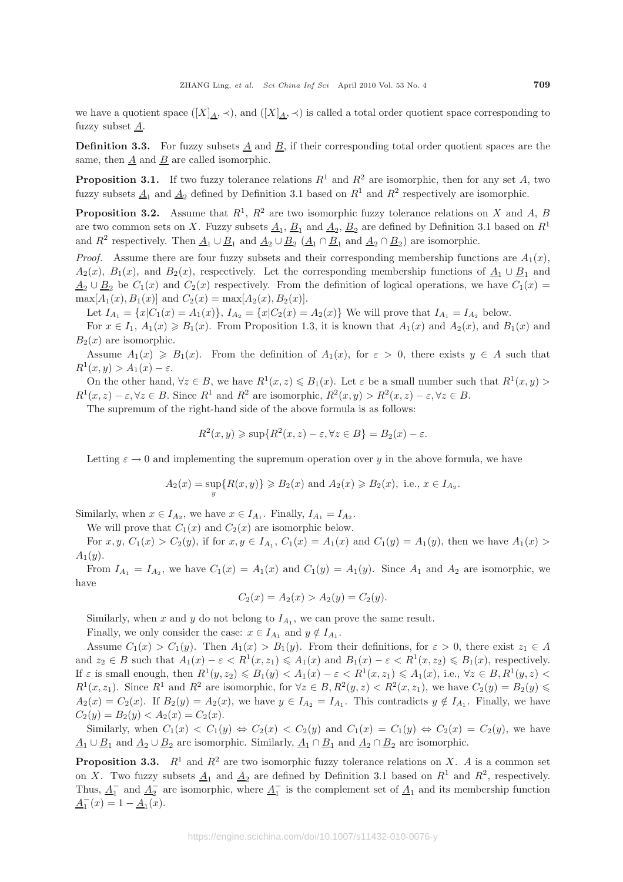we have a quotient space $([X]_{\underline{A}}, \prec)$, and $([X]_{\underline{A}}, \prec)$ is called a total order quotient space corresponding to fuzzy subset $\underline{A}$.

**Definition 3.3.** For fuzzy subsets $\underline{A}$ and $\underline{B}$, if their corresponding total order quotient spaces are the same, then $\underline{A}$ and $\underline{B}$ are called isomorphic.

**Proposition 3.1.** If two fuzzy tolerance relations $R^1$ and $R^2$ are isomorphic, then for any set $A$, two fuzzy subsets $\underline{A}_1$ and $\underline{A}_2$ defined by Definition 3.1 based on $R^1$ and $R^2$ respectively are isomorphic.

**Proposition 3.2.** Assume that $R^1$, $R^2$ are two isomorphic fuzzy tolerance relations on $X$ and $A$, $B$ are two common sets on $X$. Fuzzy subsets $\underline{A}_1$, $\underline{B}_1$ and $\underline{A}_2$, $\underline{B}_2$ are defined by Definition 3.1 based on $R^1$ and $R^2$ respectively. Then $\underline{A}_1 \cup \underline{B}_1$ and $\underline{A}_2 \cup \underline{B}_2$ ($\underline{A}_1 \cap \underline{B}_1$ and $\underline{A}_2 \cap \underline{B}_2$) are isomorphic.

*Proof.* Assume there are four fuzzy subsets and their corresponding membership functions are $A_1(x)$, $A_2(x)$, $B_1(x)$, and $B_2(x)$, respectively. Let the corresponding membership functions of $\underline{A}_1 \cup \underline{B}_1$ and $\underline{A}_2 \cup \underline{B}_2$ be $C_1(x)$ and $C_2(x)$ respectively. From the definition of logical operations, we have $C_1(x) = \max[A_1(x), B_1(x)]$ and $C_2(x) = \max[A_2(x), B_2(x)]$.

Let $I_{A_1} = \{x | C_1(x) = A_1(x)\}$, $I_{A_2} = \{x | C_2(x) = A_2(x)\}$ We will prove that $I_{A_1} = I_{A_2}$ below.

For $x \in I_1$, $A_1(x) \geqslant B_1(x)$. From Proposition 1.3, it is known that $A_1(x)$ and $A_2(x)$, and $B_1(x)$ and $B_2(x)$ are isomorphic.

Assume $A_1(x) \geqslant B_1(x)$. From the definition of $A_1(x)$, for $\varepsilon > 0$, there exists $y \in A$ such that $R^1(x, y) > A_1(x) - \varepsilon$.

On the other hand, $\forall z \in B$, we have $R^1(x, z) \leqslant B_1(x)$. Let $\varepsilon$ be a small number such that $R^1(x, y) > R^1(x, z) - \varepsilon, \forall z \in B$. Since $R^1$ and $R^2$ are isomorphic, $R^2(x, y) > R^2(x, z) - \varepsilon, \forall z \in B$.

The supremum of the right-hand side of the above formula is as follows:

$$R^2(x, y) \geqslant \sup\{R^2(x, z) - \varepsilon, \forall z \in B\} = B_2(x) - \varepsilon.$$

Letting $\varepsilon \to 0$ and implementing the supremum operation over $y$ in the above formula, we have

$$A_2(x) = \sup_y \{R(x, y)\} \geqslant B_2(x) \text{ and } A_2(x) \geqslant B_2(x), \text{ i.e., } x \in I_{A_2}.$$

Similarly, when $x \in I_{A_2}$, we have $x \in I_{A_1}$. Finally, $I_{A_1} = I_{A_2}$.

We will prove that $C_1(x)$ and $C_2(x)$ are isomorphic below.

For $x, y$, $C_1(x) > C_2(y)$, if for $x, y \in I_{A_1}$, $C_1(x) = A_1(x)$ and $C_1(y) = A_1(y)$, then we have $A_1(x) > A_1(y)$.

From $I_{A_1} = I_{A_2}$, we have $C_1(x) = A_1(x)$ and $C_1(y) = A_1(y)$. Since $A_1$ and $A_2$ are isomorphic, we have

$$C_2(x) = A_2(x) > A_2(y) = C_2(y).$$

Similarly, when $x$ and $y$ do not belong to $I_{A_1}$, we can prove the same result.

Finally, we only consider the case: $x \in I_{A_1}$ and $y \notin I_{A_1}$.

Assume $C_1(x) > C_1(y)$. Then $A_1(x) > B_1(y)$. From their definitions, for $\varepsilon > 0$, there exist $z_1 \in A$ and $z_2 \in B$ such that $A_1(x) - \varepsilon < R^1(x, z_1) \leqslant A_1(x)$ and $B_1(x) - \varepsilon < R^1(x, z_2) \leqslant B_1(x)$, respectively. If $\varepsilon$ is small enough, then $R^1(y, z_2) \leqslant B_1(y) < A_1(x) - \varepsilon < R^1(x, z_1) \leqslant A_1(x)$, i.e., $\forall z \in B, R^1(y, z) < R^1(x, z_1)$. Since $R^1$ and $R^2$ are isomorphic, for $\forall z \in B, R^2(y, z) < R^2(x, z_1)$, we have $C_2(y) = B_2(y) \leqslant A_2(x) = C_2(x)$. If $B_2(y) = A_2(x)$, we have $y \in I_{A_2} = I_{A_1}$. This contradicts $y \notin I_{A_1}$. Finally, we have $C_2(y) = B_2(y) < A_2(x) = C_2(x)$.

Similarly, when $C_1(x) < C_1(y) \Leftrightarrow C_2(x) < C_2(y)$ and $C_1(x) = C_1(y) \Leftrightarrow C_2(x) = C_2(y)$, we have $\underline{A}_1 \cup \underline{B}_1$ and $\underline{A}_2 \cup \underline{B}_2$ are isomorphic. Similarly, $\underline{A}_1 \cap \underline{B}_1$ and $\underline{A}_2 \cap \underline{B}_2$ are isomorphic.

**Proposition 3.3.** $R^1$ and $R^2$ are two isomorphic fuzzy tolerance relations on $X$. $A$ is a common set on $X$. Two fuzzy subsets $\underline{A}_1$ and $\underline{A}_2$ are defined by Definition 3.1 based on $R^1$ and $R^2$, respectively. Thus, $\underline{A}_1^-$ and $\underline{A}_2^-$ are isomorphic, where $\underline{A}_1^-$ is the complement set of $\underline{A}_1$ and its membership function $\underline{A}_1^-(x) = 1 - \underline{A}_1(x)$.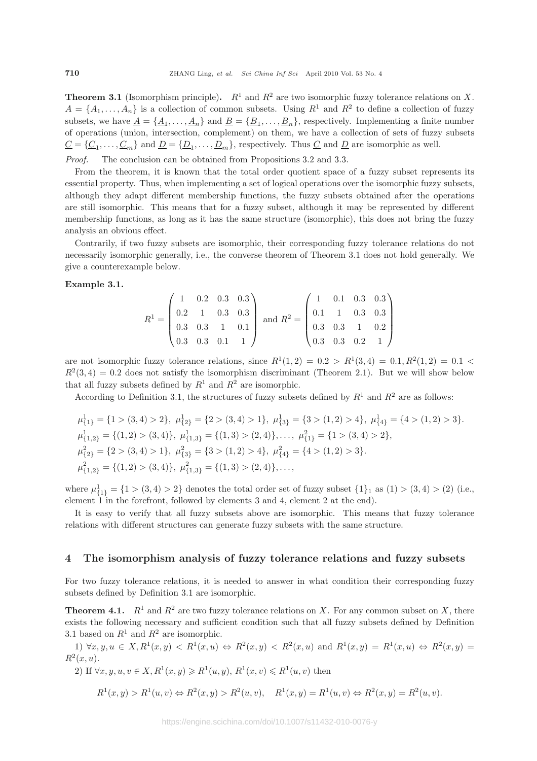**Theorem 3.1** (Isomorphism principle). $R^1$ and $R^2$ are two isomorphic fuzzy tolerance relations on $X$. $A = \{A_1, \ldots, A_n\}$ is a collection of common subsets. Using $R^1$ and $R^2$ to define a collection of fuzzy subsets, we have $\underline{A} = \{\underline{A}_1, \ldots, \underline{A}_n\}$ and $\underline{B} = \{\underline{B}_1, \ldots, \underline{B}_n\}$, respectively. Implementing a finite number of operations (union, intersection, complement) on them, we have a collection of sets of fuzzy subsets $\underline{C} = \{\underline{C}_1, \ldots, \underline{C}_m\}$ and $\underline{D} = \{\underline{D}_1, \ldots, \underline{D}_m\}$, respectively. Thus $\underline{C}$ and $\underline{D}$ are isomorphic as well.

*Proof.* The conclusion can be obtained from Propositions 3.2 and 3.3.

From the theorem, it is known that the total order quotient space of a fuzzy subset represents its essential property. Thus, when implementing a set of logical operations over the isomorphic fuzzy subsets, although they adapt different membership functions, the fuzzy subsets obtained after the operations are still isomorphic. This means that for a fuzzy subset, although it may be represented by different membership functions, as long as it has the same structure (isomorphic), this does not bring the fuzzy analysis an obvious effect.

Contrarily, if two fuzzy subsets are isomorphic, their corresponding fuzzy tolerance relations do not necessarily isomorphic generally, i.e., the converse theorem of Theorem 3.1 does not hold generally. We give a counterexample below.

**Example 3.1.**

$$R^1 = \begin{pmatrix} 1 & 0.2 & 0.3 & 0.3 \\ 0.2 & 1 & 0.3 & 0.3 \\ 0.3 & 0.3 & 1 & 0.1 \\ 0.3 & 0.3 & 0.1 & 1 \end{pmatrix} \text{ and } R^2 = \begin{pmatrix} 1 & 0.1 & 0.3 & 0.3 \\ 0.1 & 1 & 0.3 & 0.3 \\ 0.3 & 0.3 & 1 & 0.2 \\ 0.3 & 0.3 & 0.2 & 1 \end{pmatrix}$$

are not isomorphic fuzzy tolerance relations, since $R^1(1,2) = 0.2 > R^1(3,4) = 0.1, R^2(1,2) = 0.1 < R^2(3,4) = 0.2$ does not satisfy the isomorphism discriminant (Theorem 2.1). But we will show below that all fuzzy subsets defined by $R^1$ and $R^2$ are isomorphic.

According to Definition 3.1, the structures of fuzzy subsets defined by $R^1$ and $R^2$ are as follows:

$$\begin{aligned}
&\mu^1_{\{1\}} = \{1 > (3,4) > 2\},\ \mu^1_{\{2\}} = \{2 > (3,4) > 1\},\ \mu^1_{\{3\}} = \{3 > (1,2) > 4\},\ \mu^1_{\{4\}} = \{4 > (1,2) > 3\}. \\
&\mu^1_{\{1,2\}} = \{(1,2) > (3,4)\},\ \mu^1_{\{1,3\}} = \{(1,3) > (2,4)\}, \ldots,\ \mu^2_{\{1\}} = \{1 > (3,4) > 2\}, \\
&\mu^2_{\{2\}} = \{2 > (3,4) > 1\},\ \mu^2_{\{3\}} = \{3 > (1,2) > 4\},\ \mu^2_{\{4\}} = \{4 > (1,2) > 3\}. \\
&\mu^2_{\{1,2\}} = \{(1,2) > (3,4)\},\ \mu^2_{\{1,3\}} = \{(1,3) > (2,4)\}, \ldots,
\end{aligned}$$

where $\mu^1_{\{1\}} = \{1 > (3,4) > 2\}$ denotes the total order set of fuzzy subset $\{1\}_1$ as $(1) > (3,4) > (2)$ (i.e., element 1 in the forefront, followed by elements 3 and 4, element 2 at the end).

It is easy to verify that all fuzzy subsets above are isomorphic. This means that fuzzy tolerance relations with different structures can generate fuzzy subsets with the same structure.

## 4 The isomorphism analysis of fuzzy tolerance relations and fuzzy subsets

For two fuzzy tolerance relations, it is needed to answer in what condition their corresponding fuzzy subsets defined by Definition 3.1 are isomorphic.

**Theorem 4.1.** $R^1$ and $R^2$ are two fuzzy tolerance relations on $X$. For any common subset on $X$, there exists the following necessary and sufficient condition such that all fuzzy subsets defined by Definition 3.1 based on $R^1$ and $R^2$ are isomorphic.

1) $\forall x, y, u \in X, R^1(x,y) < R^1(x,u) \Leftrightarrow R^2(x,y) < R^2(x,u)$ and $R^1(x,y) = R^1(x,u) \Leftrightarrow R^2(x,y) = R^2(x,u)$.

2) If $\forall x, y, u, v \in X, R^1(x,y) \geqslant R^1(u,y),\ R^1(x,v) \leqslant R^1(u,v)$ then

$$R^1(x,y) > R^1(u,v) \Leftrightarrow R^2(x,y) > R^2(u,v), \quad R^1(x,y) = R^1(u,v) \Leftrightarrow R^2(x,y) = R^2(u,v).$$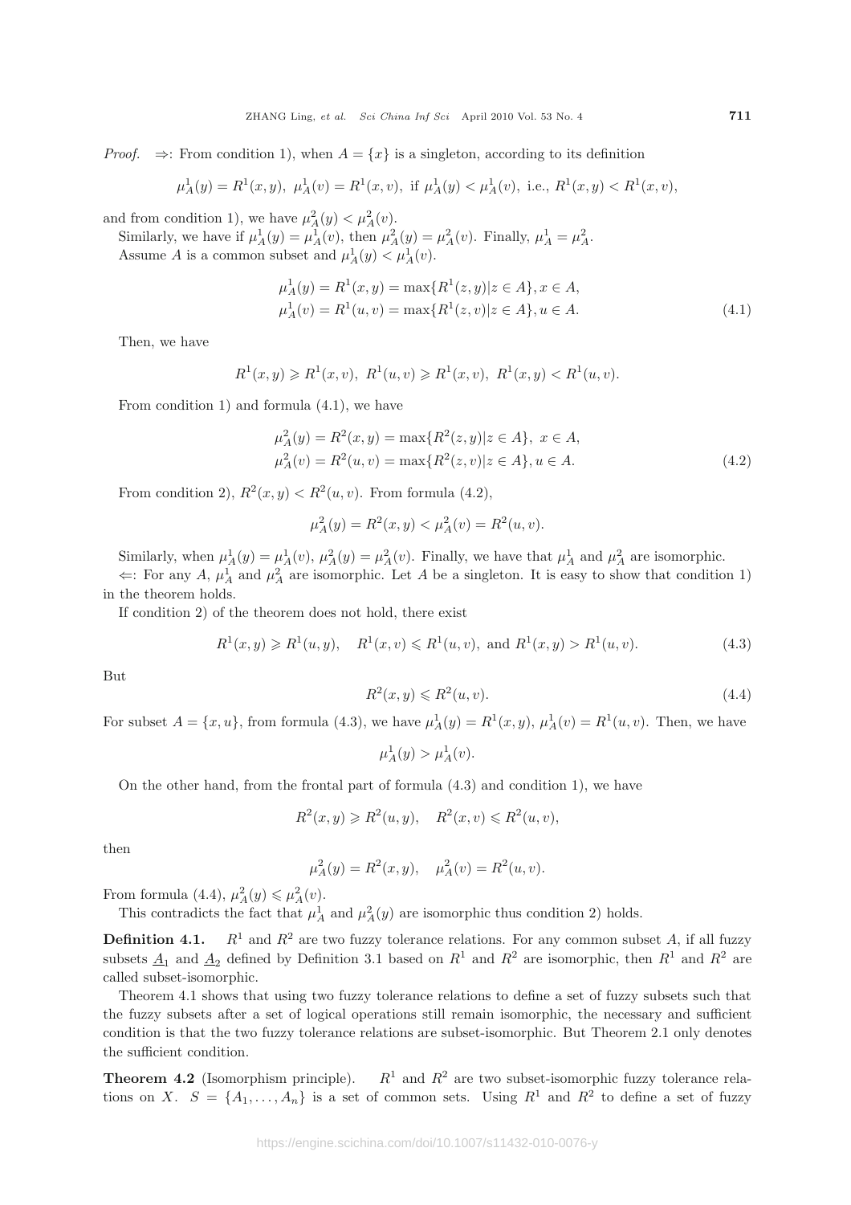*Proof.* $\Rightarrow$: From condition 1), when $A = \{x\}$ is a singleton, according to its definition

$$\mu_A^1(y) = R^1(x,y),\ \mu_A^1(v) = R^1(x,v),\ \text{if}\ \mu_A^1(y) < \mu_A^1(v),\ \text{i.e.,}\ R^1(x,y) < R^1(x,v),$$

and from condition 1), we have $\mu_A^2(y) < \mu_A^2(v)$.

Similarly, we have if $\mu_A^1(y) = \mu_A^1(v)$, then $\mu_A^2(y) = \mu_A^2(v)$. Finally, $\mu_A^1 = \mu_A^2$.

Assume $A$ is a common subset and $\mu_A^1(y) < \mu_A^1(v)$.

$$\begin{aligned}
\mu_A^1(y) &= R^1(x,y) = \max\{R^1(z,y)|z \in A\}, x \in A,\\
\mu_A^1(v) &= R^1(u,v) = \max\{R^1(z,v)|z \in A\}, u \in A.
\end{aligned} \tag{4.1}$$

Then, we have

$$R^1(x,y) \geqslant R^1(x,v),\ R^1(u,v) \geqslant R^1(x,v),\ R^1(x,y) < R^1(u,v).$$

From condition 1) and formula (4.1), we have

$$\begin{aligned}
\mu_A^2(y) &= R^2(x,y) = \max\{R^2(z,y)|z \in A\},\ x \in A,\\
\mu_A^2(v) &= R^2(u,v) = \max\{R^2(z,v)|z \in A\}, u \in A.
\end{aligned} \tag{4.2}$$

From condition 2), $R^2(x,y) < R^2(u,v)$. From formula (4.2),

$$\mu_A^2(y) = R^2(x,y) < \mu_A^2(v) = R^2(u,v).$$

Similarly, when $\mu_A^1(y) = \mu_A^1(v)$, $\mu_A^2(y) = \mu_A^2(v)$. Finally, we have that $\mu_A^1$ and $\mu_A^2$ are isomorphic.

$\Leftarrow$: For any $A$, $\mu_A^1$ and $\mu_A^2$ are isomorphic. Let $A$ be a singleton. It is easy to show that condition 1) in the theorem holds.

If condition 2) of the theorem does not hold, there exist

$$R^1(x,y) \geqslant R^1(u,y), \quad R^1(x,v) \leqslant R^1(u,v),\ \text{and}\ R^1(x,y) > R^1(u,v). \tag{4.3}$$

But

$$R^2(x,y) \leqslant R^2(u,v). \tag{4.4}$$

For subset $A = \{x,u\}$, from formula (4.3), we have $\mu_A^1(y) = R^1(x,y)$, $\mu_A^1(v) = R^1(u,v)$. Then, we have

$$\mu_A^1(y) > \mu_A^1(v).$$

On the other hand, from the frontal part of formula (4.3) and condition 1), we have

$$R^2(x,y) \geqslant R^2(u,y), \quad R^2(x,v) \leqslant R^2(u,v),$$

then

$$\mu_A^2(y) = R^2(x,y), \quad \mu_A^2(v) = R^2(u,v).$$

From formula (4.4), $\mu_A^2(y) \leqslant \mu_A^2(v)$.

This contradicts the fact that $\mu_A^1$ and $\mu_A^2(y)$ are isomorphic thus condition 2) holds.

**Definition 4.1.** $R^1$ and $R^2$ are two fuzzy tolerance relations. For any common subset $A$, if all fuzzy subsets $\underline{A}_1$ and $\underline{A}_2$ defined by Definition 3.1 based on $R^1$ and $R^2$ are isomorphic, then $R^1$ and $R^2$ are called subset-isomorphic.

Theorem 4.1 shows that using two fuzzy tolerance relations to define a set of fuzzy subsets such that the fuzzy subsets after a set of logical operations still remain isomorphic, the necessary and sufficient condition is that the two fuzzy tolerance relations are subset-isomorphic. But Theorem 2.1 only denotes the sufficient condition.

**Theorem 4.2** (Isomorphism principle). $R^1$ and $R^2$ are two subset-isomorphic fuzzy tolerance relations on $X$. $S = \{A_1, \ldots, A_n\}$ is a set of common sets. Using $R^1$ and $R^2$ to define a set of fuzzy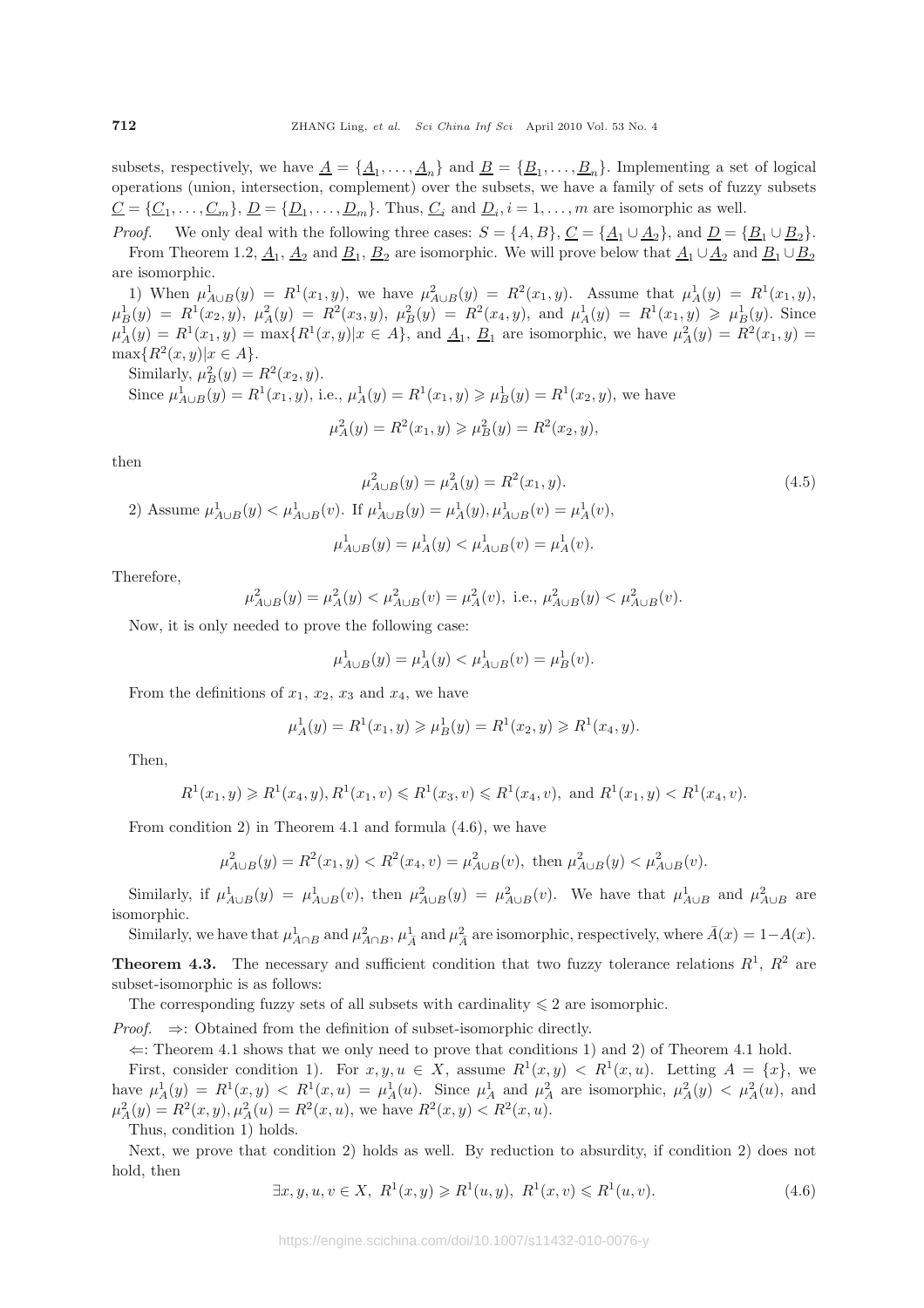subsets, respectively, we have $\underline{A} = \{\underline{A}_1, \ldots, \underline{A}_n\}$ and $\underline{B} = \{\underline{B}_1, \ldots, \underline{B}_n\}$. Implementing a set of logical operations (union, intersection, complement) over the subsets, we have a family of sets of fuzzy subsets $\underline{C} = \{\underline{C}_1, \ldots, \underline{C}_m\}$, $\underline{D} = \{\underline{D}_1, \ldots, \underline{D}_m\}$. Thus, $\underline{C}_i$ and $\underline{D}_i$, $i = 1, \ldots, m$ are isomorphic as well.

*Proof.* We only deal with the following three cases: $S = \{A, B\}$, $\underline{C} = \{\underline{A}_1 \cup \underline{A}_2\}$, and $\underline{D} = \{\underline{B}_1 \cup \underline{B}_2\}$.

From Theorem 1.2, $\underline{A}_1$, $\underline{A}_2$ and $\underline{B}_1$, $\underline{B}_2$ are isomorphic. We will prove below that $\underline{A}_1 \cup \underline{A}_2$ and $\underline{B}_1 \cup \underline{B}_2$ are isomorphic.

1) When $\mu^1_{A\cup B}(y) = R^1(x_1, y)$, we have $\mu^2_{A\cup B}(y) = R^2(x_1, y)$. Assume that $\mu^1_A(y) = R^1(x_1, y)$, $\mu^1_B(y) = R^1(x_2, y)$, $\mu^2_A(y) = R^2(x_3, y)$, $\mu^2_B(y) = R^2(x_4, y)$, and $\mu^1_A(y) = R^1(x_1, y) \geqslant \mu^1_B(y)$. Since $\mu^1_A(y) = R^1(x_1, y) = \max\{R^1(x, y)|x \in A\}$, and $\underline{A}_1$, $\underline{B}_1$ are isomorphic, we have $\mu^2_A(y) = R^2(x_1, y) = \max\{R^2(x, y)|x \in A\}$.

Similarly, $\mu^2_B(y) = R^2(x_2, y)$.

Since $\mu^1_{A\cup B}(y) = R^1(x_1, y)$, i.e., $\mu^1_A(y) = R^1(x_1, y) \geqslant \mu^1_B(y) = R^1(x_2, y)$, we have

$$\mu^2_A(y) = R^2(x_1, y) \geqslant \mu^2_B(y) = R^2(x_2, y),$$

then

$$\mu^2_{A\cup B}(y) = \mu^2_A(y) = R^2(x_1, y). \tag{4.5}$$

2) Assume $\mu^1_{A\cup B}(y) < \mu^1_{A\cup B}(v)$. If $\mu^1_{A\cup B}(y) = \mu^1_A(y), \mu^1_{A\cup B}(v) = \mu^1_A(v)$,

$$\mu^1_{A\cup B}(y) = \mu^1_A(y) < \mu^1_{A\cup B}(v) = \mu^1_A(v).$$

Therefore,

$$\mu^2_{A\cup B}(y) = \mu^2_A(y) < \mu^2_{A\cup B}(v) = \mu^2_A(v), \text{ i.e., } \mu^2_{A\cup B}(y) < \mu^2_{A\cup B}(v).$$

Now, it is only needed to prove the following case:

$$\mu^1_{A\cup B}(y) = \mu^1_A(y) < \mu^1_{A\cup B}(v) = \mu^1_B(v).$$

From the definitions of $x_1$, $x_2$, $x_3$ and $x_4$, we have

$$\mu^1_A(y) = R^1(x_1, y) \geqslant \mu^1_B(y) = R^1(x_2, y) \geqslant R^1(x_4, y).$$

Then,

$$R^1(x_1, y) \geqslant R^1(x_4, y), R^1(x_1, v) \leqslant R^1(x_3, v) \leqslant R^1(x_4, v), \text{ and } R^1(x_1, y) < R^1(x_4, v).$$

From condition 2) in Theorem 4.1 and formula (4.6), we have

$$\mu^2_{A\cup B}(y) = R^2(x_1, y) < R^2(x_4, v) = \mu^2_{A\cup B}(v), \text{ then } \mu^2_{A\cup B}(y) < \mu^2_{A\cup B}(v).$$

Similarly, if $\mu^1_{A\cup B}(y) = \mu^1_{A\cup B}(v)$, then $\mu^2_{A\cup B}(y) = \mu^2_{A\cup B}(v)$. We have that $\mu^1_{A\cup B}$ and $\mu^2_{A\cup B}$ are isomorphic.

Similarly, we have that $\mu^1_{A\cap B}$ and $\mu^2_{A\cap B}$, $\mu^1_{\bar{A}}$ and $\mu^2_{\bar{A}}$ are isomorphic, respectively, where $\bar{A}(x) = 1 - A(x)$.

**Theorem 4.3.** The necessary and sufficient condition that two fuzzy tolerance relations $R^1$, $R^2$ are subset-isomorphic is as follows:

The corresponding fuzzy sets of all subsets with cardinality $\leqslant 2$ are isomorphic.

*Proof.* $\Rightarrow$: Obtained from the definition of subset-isomorphic directly.

$\Leftarrow$: Theorem 4.1 shows that we only need to prove that conditions 1) and 2) of Theorem 4.1 hold.

First, consider condition 1). For $x, y, u \in X$, assume $R^1(x, y) < R^1(x, u)$. Letting $A = \{x\}$, we have $\mu^1_A(y) = R^1(x, y) < R^1(x, u) = \mu^1_A(u)$. Since $\mu^1_A$ and $\mu^2_A$ are isomorphic, $\mu^2_A(y) < \mu^2_A(u)$, and $\mu^2_A(y) = R^2(x, y), \mu^2_A(u) = R^2(x, u)$, we have $R^2(x, y) < R^2(x, u)$.

Thus, condition 1) holds.

Next, we prove that condition 2) holds as well. By reduction to absurdity, if condition 2) does not hold, then

$$\exists x, y, u, v \in X,\ R^1(x, y) \geqslant R^1(u, y),\ R^1(x, v) \leqslant R^1(u, v). \tag{4.6}$$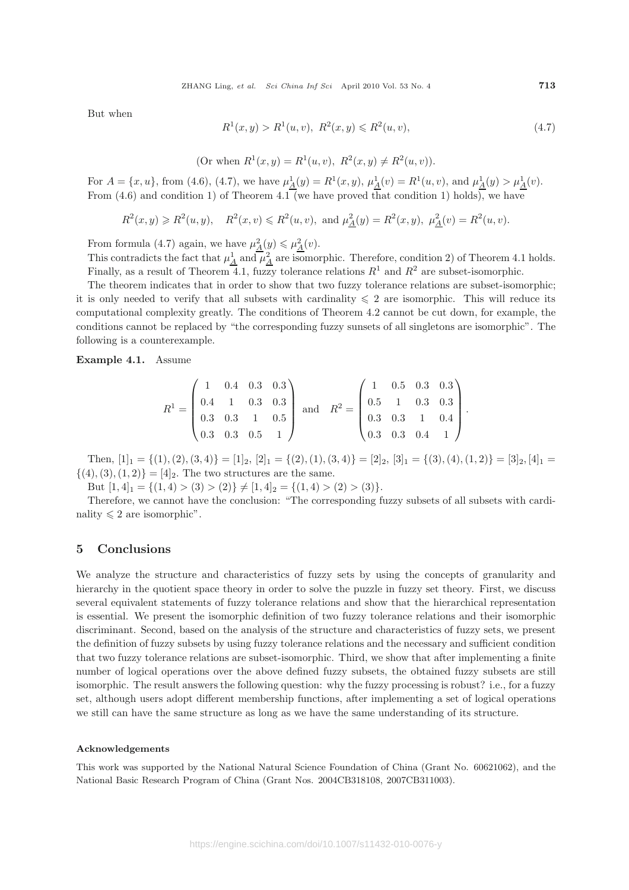But when

$$R^1(x,y) > R^1(u,v),\ R^2(x,y) \leqslant R^2(u,v), \tag{4.7}$$

$$(\text{Or when } R^1(x,y) = R^1(u,v),\ R^2(x,y) \neq R^2(u,v)).$$

For $A = \{x, u\}$, from (4.6), (4.7), we have $\mu^1_{\underline{A}}(y) = R^1(x,y)$, $\mu^1_{\underline{A}}(v) = R^1(u,v)$, and $\mu^1_{\underline{A}}(y) > \mu^1_{\underline{A}}(v)$. From (4.6) and condition 1) of Theorem 4.1 (we have proved that condition 1) holds), we have

$$R^2(x,y) \geqslant R^2(u,y), \quad R^2(x,v) \leqslant R^2(u,v), \text{ and } \mu^2_{\underline{A}}(y) = R^2(x,y),\ \mu^2_{\underline{A}}(v) = R^2(u,v).$$

From formula (4.7) again, we have $\mu^2_{\underline{A}}(y) \leqslant \mu^2_{\underline{A}}(v)$.

This contradicts the fact that $\mu^1_{\underline{A}}$ and $\mu^2_{\underline{A}}$ are isomorphic. Therefore, condition 2) of Theorem 4.1 holds. Finally, as a result of Theorem 4.1, fuzzy tolerance relations $R^1$ and $R^2$ are subset-isomorphic.

The theorem indicates that in order to show that two fuzzy tolerance relations are subset-isomorphic; it is only needed to verify that all subsets with cardinality $\leqslant 2$ are isomorphic. This will reduce its computational complexity greatly. The conditions of Theorem 4.2 cannot be cut down, for example, the conditions cannot be replaced by "the corresponding fuzzy sunsets of all singletons are isomorphic". The following is a counterexample.

**Example 4.1.** Assume

$$R^1 = \begin{pmatrix} 1 & 0.4 & 0.3 & 0.3 \\ 0.4 & 1 & 0.3 & 0.3 \\ 0.3 & 0.3 & 1 & 0.5 \\ 0.3 & 0.3 & 0.5 & 1 \end{pmatrix} \quad \text{and} \quad R^2 = \begin{pmatrix} 1 & 0.5 & 0.3 & 0.3 \\ 0.5 & 1 & 0.3 & 0.3 \\ 0.3 & 0.3 & 1 & 0.4 \\ 0.3 & 0.3 & 0.4 & 1 \end{pmatrix}.$$

Then, $[1]_1 = \{(1), (2), (3,4)\} = [1]_2$, $[2]_1 = \{(2), (1), (3,4)\} = [2]_2$, $[3]_1 = \{(3), (4), (1,2)\} = [3]_2, [4]_1 = \{(4), (3), (1,2)\} = [4]_2$. The two structures are the same.

But $[1,4]_1 = \{(1,4) > (3) > (2)\} \neq [1,4]_2 = \{(1,4) > (2) > (3)\}$.

Therefore, we cannot have the conclusion: "The corresponding fuzzy subsets of all subsets with cardinality $\leqslant 2$ are isomorphic".

## 5 Conclusions

We analyze the structure and characteristics of fuzzy sets by using the concepts of granularity and hierarchy in the quotient space theory in order to solve the puzzle in fuzzy set theory. First, we discuss several equivalent statements of fuzzy tolerance relations and show that the hierarchical representation is essential. We present the isomorphic definition of two fuzzy tolerance relations and their isomorphic discriminant. Second, based on the analysis of the structure and characteristics of fuzzy sets, we present the definition of fuzzy subsets by using fuzzy tolerance relations and the necessary and sufficient condition that two fuzzy tolerance relations are subset-isomorphic. Third, we show that after implementing a finite number of logical operations over the above defined fuzzy subsets, the obtained fuzzy subsets are still isomorphic. The result answers the following question: why the fuzzy processing is robust? i.e., for a fuzzy set, although users adopt different membership functions, after implementing a set of logical operations we still can have the same structure as long as we have the same understanding of its structure.

#### Acknowledgements

This work was supported by the National Natural Science Foundation of China (Grant No. 60621062), and the National Basic Research Program of China (Grant Nos. 2004CB318108, 2007CB311003).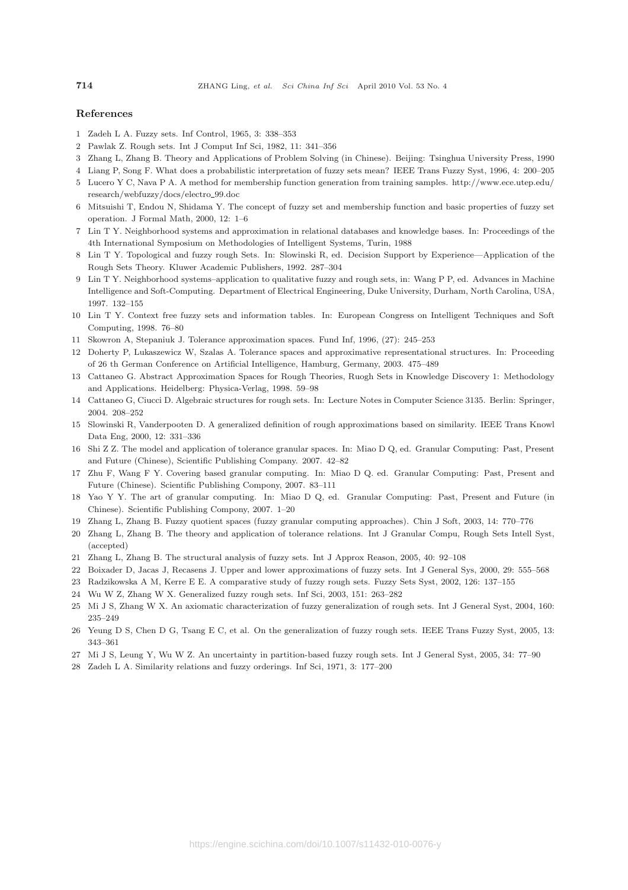## References

1. Zadeh L A. Fuzzy sets. Inf Control, 1965, 3: 338–353
2. Pawlak Z. Rough sets. Int J Comput Inf Sci, 1982, 11: 341–356
3. Zhang L, Zhang B. Theory and Applications of Problem Solving (in Chinese). Beijing: Tsinghua University Press, 1990
4. Liang P, Song F. What does a probabilistic interpretation of fuzzy sets mean? IEEE Trans Fuzzy Syst, 1996, 4: 200–205
5. Lucero Y C, Nava P A. A method for membership function generation from training samples. http://www.ece.utep.edu/research/webfuzzy/docs/electro_99.doc
6. Mitsuishi T, Endou N, Shidama Y. The concept of fuzzy set and membership function and basic properties of fuzzy set operation. J Formal Math, 2000, 12: 1–6
7. Lin T Y. Neighborhood systems and approximation in relational databases and knowledge bases. In: Proceedings of the 4th International Symposium on Methodologies of Intelligent Systems, Turin, 1988
8. Lin T Y. Topological and fuzzy rough Sets. In: Slowinski R, ed. Decision Support by Experience—Application of the Rough Sets Theory. Kluwer Academic Publishers, 1992. 287–304
9. Lin T Y. Neighborhood systems–application to qualitative fuzzy and rough sets, in: Wang P P, ed. Advances in Machine Intelligence and Soft-Computing. Department of Electrical Engineering, Duke University, Durham, North Carolina, USA, 1997. 132–155
10. Lin T Y. Context free fuzzy sets and information tables. In: European Congress on Intelligent Techniques and Soft Computing, 1998. 76–80
11. Skowron A, Stepaniuk J. Tolerance approximation spaces. Fund Inf, 1996, (27): 245–253
12. Doherty P, Lukaszewicz W, Szalas A. Tolerance spaces and approximative representational structures. In: Proceeding of 26 th German Conference on Artificial Intelligence, Hamburg, Germany, 2003. 475–489
13. Cattaneo G. Abstract Approximation Spaces for Rough Theories, Ruogh Sets in Knowledge Discovery 1: Methodology and Applications. Heidelberg: Physica-Verlag, 1998. 59–98
14. Cattaneo G, Ciucci D. Algebraic structures for rough sets. In: Lecture Notes in Computer Science 3135. Berlin: Springer, 2004. 208–252
15. Slowinski R, Vanderpooten D. A generalized definition of rough approximations based on similarity. IEEE Trans Knowl Data Eng, 2000, 12: 331–336
16. Shi Z Z. The model and application of tolerance granular spaces. In: Miao D Q, ed. Granular Computing: Past, Present and Future (Chinese), Scientific Publishing Company. 2007. 42–82
17. Zhu F, Wang F Y. Covering based granular computing. In: Miao D Q. ed. Granular Computing: Past, Present and Future (Chinese). Scientific Publishing Compony, 2007. 83–111
18. Yao Y Y. The art of granular computing. In: Miao D Q, ed. Granular Computing: Past, Present and Future (in Chinese). Scientific Publishing Compony, 2007. 1–20
19. Zhang L, Zhang B. Fuzzy quotient spaces (fuzzy granular computing approaches). Chin J Soft, 2003, 14: 770–776
20. Zhang L, Zhang B. The theory and application of tolerance relations. Int J Granular Compu, Rough Sets Intell Syst, (accepted)
21. Zhang L, Zhang B. The structural analysis of fuzzy sets. Int J Approx Reason, 2005, 40: 92–108
22. Boixader D, Jacas J, Recasens J. Upper and lower approximations of fuzzy sets. Int J General Sys, 2000, 29: 555–568
23. Radzikowska A M, Kerre E E. A comparative study of fuzzy rough sets. Fuzzy Sets Syst, 2002, 126: 137–155
24. Wu W Z, Zhang W X. Generalized fuzzy rough sets. Inf Sci, 2003, 151: 263–282
25. Mi J S, Zhang W X. An axiomatic characterization of fuzzy generalization of rough sets. Int J General Syst, 2004, 160: 235–249
26. Yeung D S, Chen D G, Tsang E C, et al. On the generalization of fuzzy rough sets. IEEE Trans Fuzzy Syst, 2005, 13: 343–361
27. Mi J S, Leung Y, Wu W Z. An uncertainty in partition-based fuzzy rough sets. Int J General Syst, 2005, 34: 77–90
28. Zadeh L A. Similarity relations and fuzzy orderings. Inf Sci, 1971, 3: 177–200